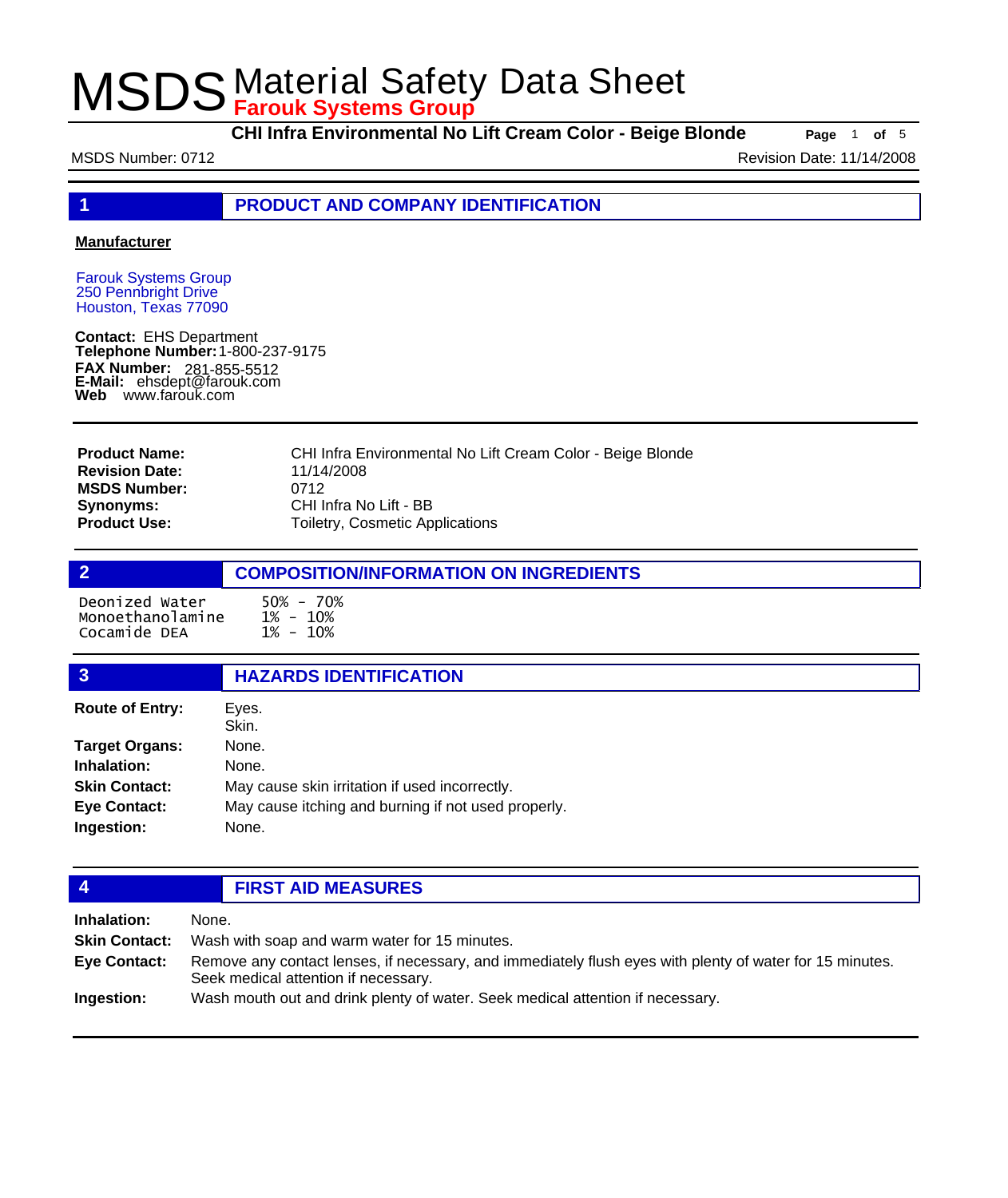# MSDS Material Safety Data Sheet

**Farouk Systems Group**

**CHI Infra Environmental No Lift Cream Color - Beige Blonde**

MSDS Number: 0712

Revision Date: 11/14/2008

## 1 PRODUCT AND COMPANY IDENTIFICATION

**Manufacturer**

Farouk Systems Group
250 Pennbright Drive
Houston, Texas 77090

**Contact:** EHS Department
**Telephone Number:** 1-800-237-9175
**FAX Number:** 281-855-5512
**E-Mail:** ehsdept@farouk.com
**Web** www.farouk.com

| | |
|---|---|
| **Product Name:** | CHI Infra Environmental No Lift Cream Color - Beige Blonde |
| **Revision Date:** | 11/14/2008 |
| **MSDS Number:** | 0712 |
| **Synonyms:** | CHI Infra No Lift - BB |
| **Product Use:** | Toiletry, Cosmetic Applications |

## 2 COMPOSITION/INFORMATION ON INGREDIENTS

| | |
|---|---|
| Deonized Water | 50% - 70% |
| Monoethanolamine | 1% - 10% |
| Cocamide DEA | 1% - 10% |

## 3 HAZARDS IDENTIFICATION

| | |
|---|---|
| **Route of Entry:** | Eyes.<br>Skin. |
| **Target Organs:** | None. |
| **Inhalation:** | None. |
| **Skin Contact:** | May cause skin irritation if used incorrectly. |
| **Eye Contact:** | May cause itching and burning if not used properly. |
| **Ingestion:** | None. |

## 4 FIRST AID MEASURES

| | |
|---|---|
| **Inhalation:** | None. |
| **Skin Contact:** | Wash with soap and warm water for 15 minutes. |
| **Eye Contact:** | Remove any contact lenses, if necessary, and immediately flush eyes with plenty of water for 15 minutes. Seek medical attention if necessary. |
| **Ingestion:** | Wash mouth out and drink plenty of water. Seek medical attention if necessary. |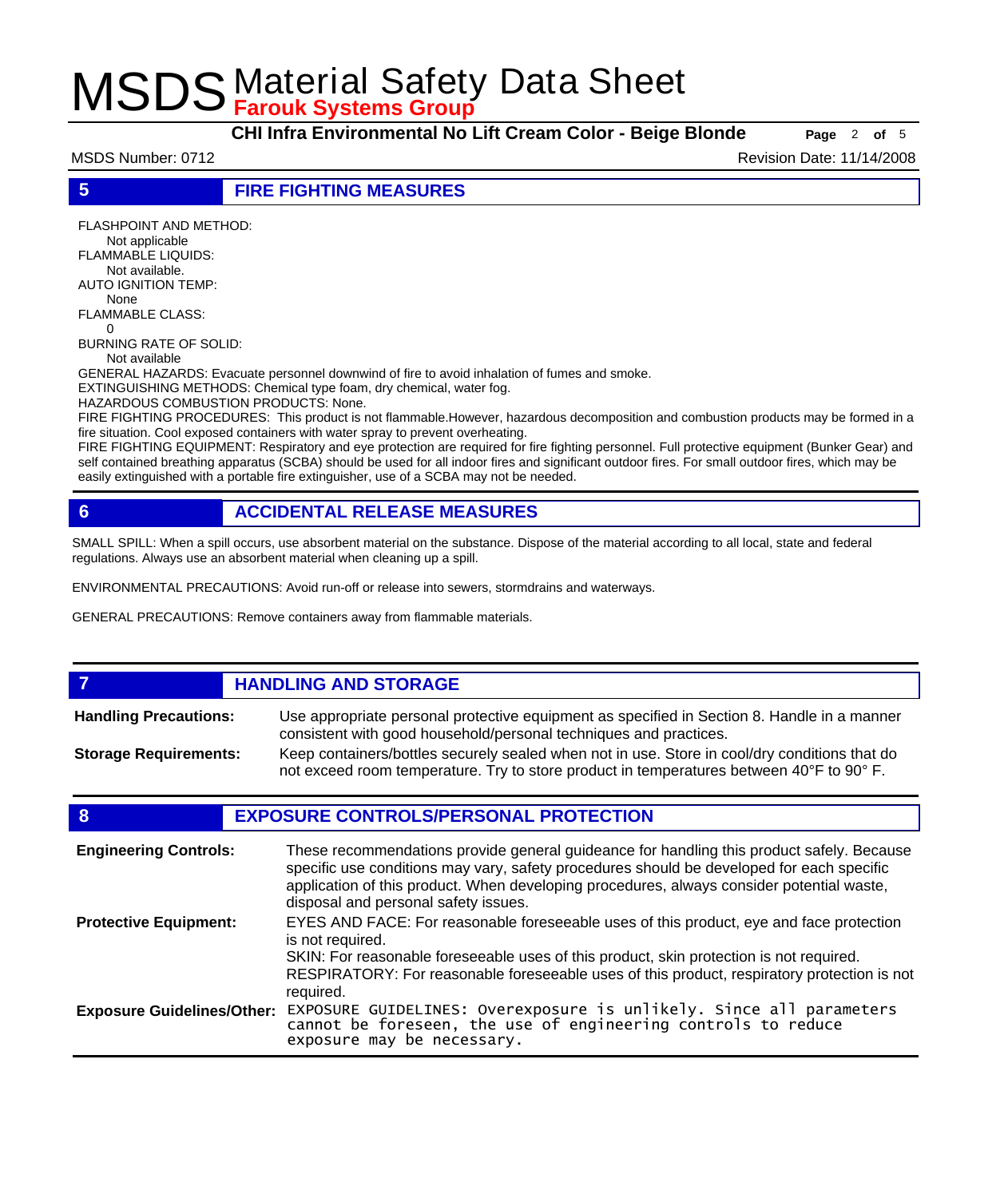## 5 FIRE FIGHTING MEASURES

FLASHPOINT AND METHOD:
Not applicable
FLAMMABLE LIQUIDS:
Not available.
AUTO IGNITION TEMP:
None
FLAMMABLE CLASS:
0
BURNING RATE OF SOLID:
Not available
GENERAL HAZARDS: Evacuate personnel downwind of fire to avoid inhalation of fumes and smoke.
EXTINGUISHING METHODS: Chemical type foam, dry chemical, water fog.
HAZARDOUS COMBUSTION PRODUCTS: None.
FIRE FIGHTING PROCEDURES: This product is not flammable.However, hazardous decomposition and combustion products may be formed in a fire situation. Cool exposed containers with water spray to prevent overheating.
FIRE FIGHTING EQUIPMENT: Respiratory and eye protection are required for fire fighting personnel. Full protective equipment (Bunker Gear) and self contained breathing apparatus (SCBA) should be used for all indoor fires and significant outdoor fires. For small outdoor fires, which may be easily extinguished with a portable fire extinguisher, use of a SCBA may not be needed.

## 6 ACCIDENTAL RELEASE MEASURES

SMALL SPILL: When a spill occurs, use absorbent material on the substance. Dispose of the material according to all local, state and federal regulations. Always use an absorbent material when cleaning up a spill.

ENVIRONMENTAL PRECAUTIONS: Avoid run-off or release into sewers, stormdrains and waterways.

GENERAL PRECAUTIONS: Remove containers away from flammable materials.

## 7 HANDLING AND STORAGE

**Handling Precautions:** Use appropriate personal protective equipment as specified in Section 8. Handle in a manner consistent with good household/personal techniques and practices.

**Storage Requirements:** Keep containers/bottles securely sealed when not in use. Store in cool/dry conditions that do not exceed room temperature. Try to store product in temperatures between 40°F to 90° F.

## 8 EXPOSURE CONTROLS/PERSONAL PROTECTION

**Engineering Controls:** These recommendations provide general guideance for handling this product safely. Because specific use conditions may vary, safety procedures should be developed for each specific application of this product. When developing procedures, always consider potential waste, disposal and personal safety issues.

**Protective Equipment:** EYES AND FACE: For reasonable foreseeable uses of this product, eye and face protection is not required.
SKIN: For reasonable foreseeable uses of this product, skin protection is not required.
RESPIRATORY: For reasonable foreseeable uses of this product, respiratory protection is not required.

**Exposure Guidelines/Other:** EXPOSURE GUIDELINES: Overexposure is unlikely. Since all parameters cannot be foreseen, the use of engineering controls to reduce exposure may be necessary.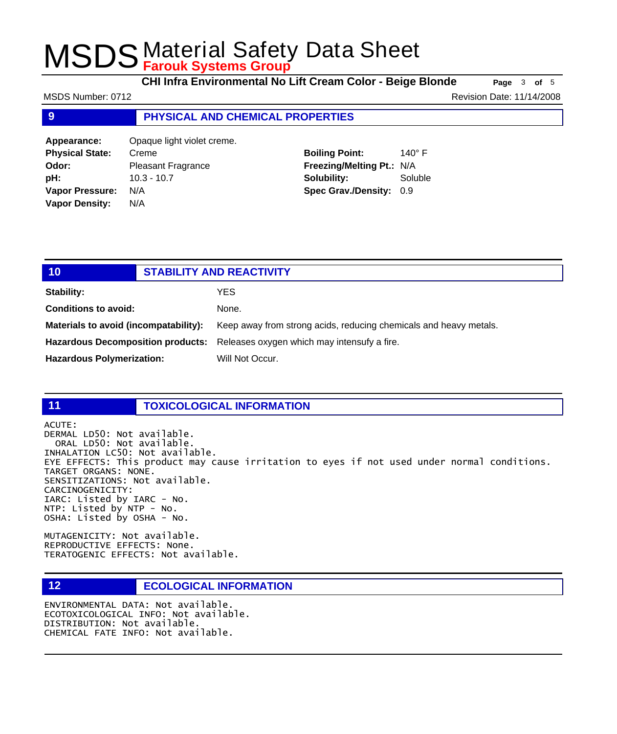# MSDS Material Safety Data Sheet
## Farouk Systems Group

**CHI Infra Environmental No Lift Cream Color - Beige Blonde**

MSDS Number: 0712

Revision Date: 11/14/2008

## 9 PHYSICAL AND CHEMICAL PROPERTIES

| | | | |
|---|---|---|---|
| **Appearance:** | Opaque light violet creme. | | |
| **Physical State:** | Creme | **Boiling Point:** | 140° F |
| **Odor:** | Pleasant Fragrance | **Freezing/Melting Pt.:** | N/A |
| **pH:** | 10.3 - 10.7 | **Solubility:** | Soluble |
| **Vapor Pressure:** | N/A | **Spec Grav./Density:** | 0.9 |
| **Vapor Density:** | N/A | | |

## 10 STABILITY AND REACTIVITY

| | |
|---|---|
| **Stability:** | YES |
| **Conditions to avoid:** | None. |
| **Materials to avoid (incompatability):** | Keep away from strong acids, reducing chemicals and heavy metals. |
| **Hazardous Decomposition products:** | Releases oxygen which may intensufy a fire. |
| **Hazardous Polymerization:** | Will Not Occur. |

## 11 TOXICOLOGICAL INFORMATION

ACUTE:
DERMAL LD50: Not available.
ORAL LD50: Not available.
INHALATION LC50: Not available.
EYE EFFECTS: This product may cause irritation to eyes if not used under normal conditions.
TARGET ORGANS: NONE.
SENSITIZATIONS: Not available.
CARCINOGENICITY:
IARC: Listed by IARC - No.
NTP: Listed by NTP - No.
OSHA: Listed by OSHA - No.

MUTAGENICITY: Not available.
REPRODUCTIVE EFFECTS: None.
TERATOGENIC EFFECTS: Not available.

## 12 ECOLOGICAL INFORMATION

ENVIRONMENTAL DATA: Not available.
ECOTOXICOLOGICAL INFO: Not available.
DISTRIBUTION: Not available.
CHEMICAL FATE INFO: Not available.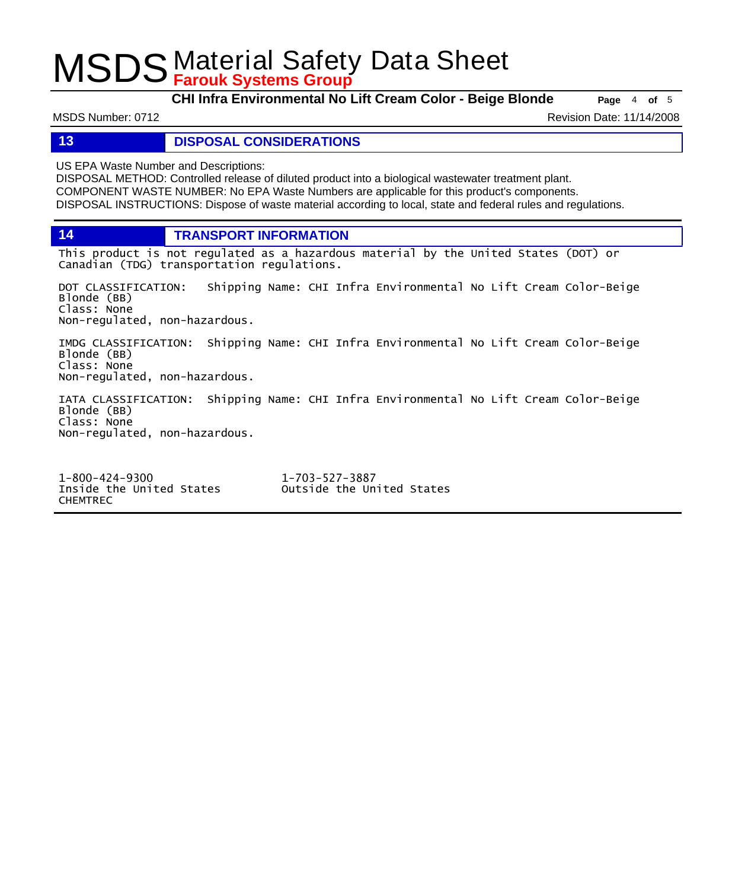## 13 DISPOSAL CONSIDERATIONS

US EPA Waste Number and Descriptions:
DISPOSAL METHOD: Controlled release of diluted product into a biological wastewater treatment plant.
COMPONENT WASTE NUMBER: No EPA Waste Numbers are applicable for this product's components.
DISPOSAL INSTRUCTIONS: Dispose of waste material according to local, state and federal rules and regulations.

## 14 TRANSPORT INFORMATION

This product is not regulated as a hazardous material by the United States (DOT) or Canadian (TDG) transportation regulations.

DOT CLASSIFICATION: Shipping Name: CHI Infra Environmental No Lift Cream Color-Beige Blonde (BB)
Class: None
Non-regulated, non-hazardous.

IMDG CLASSIFICATION: Shipping Name: CHI Infra Environmental No Lift Cream Color-Beige Blonde (BB)
Class: None
Non-regulated, non-hazardous.

IATA CLASSIFICATION: Shipping Name: CHI Infra Environmental No Lift Cream Color-Beige Blonde (BB)
Class: None
Non-regulated, non-hazardous.

1-800-424-9300
Inside the United States
CHEMTREC

1-703-527-3887
Outside the United States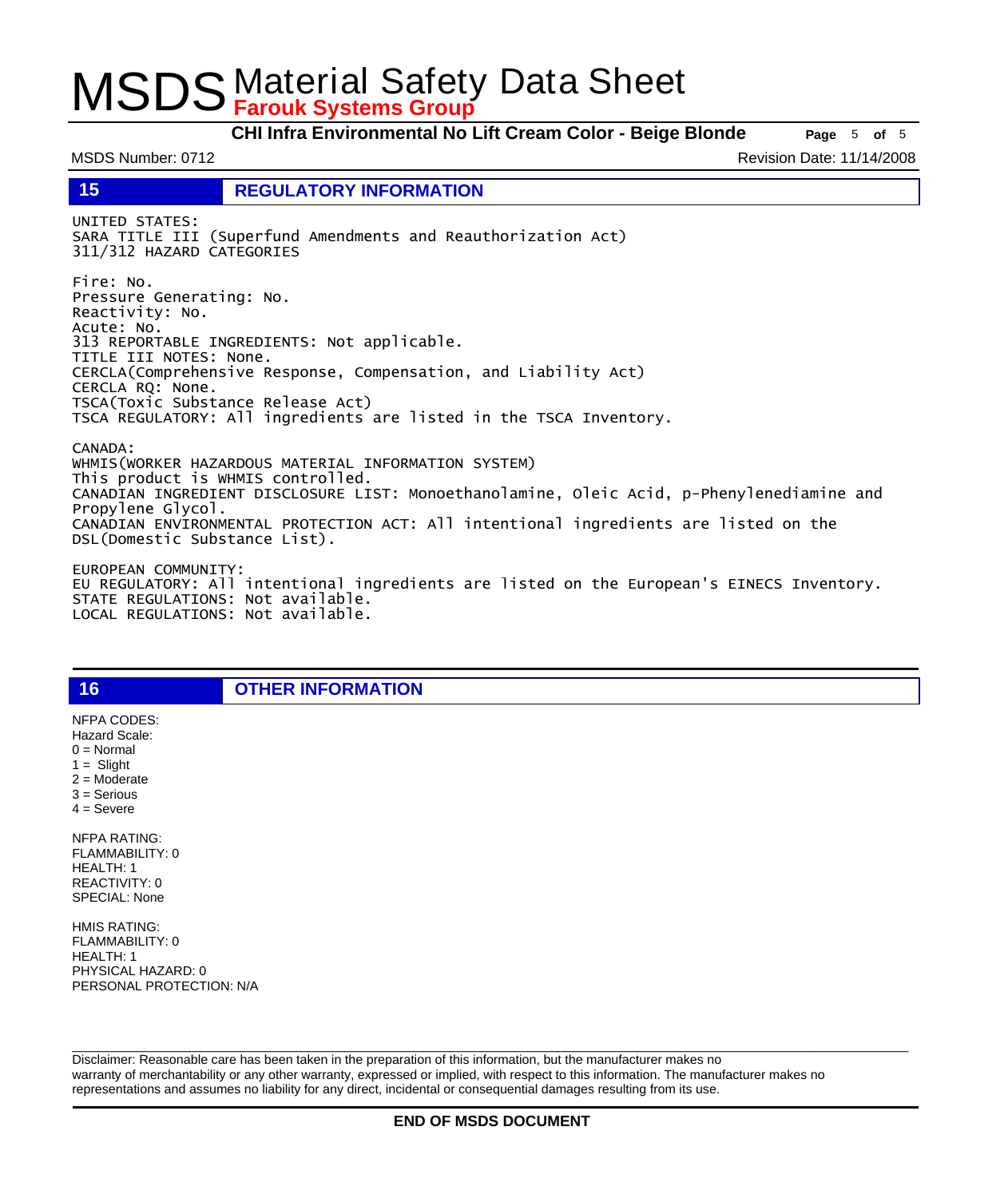## 15 REGULATORY INFORMATION

UNITED STATES:
SARA TITLE III (Superfund Amendments and Reauthorization Act)
311/312 HAZARD CATEGORIES

Fire: No.
Pressure Generating: No.
Reactivity: No.
Acute: No.
313 REPORTABLE INGREDIENTS: Not applicable.
TITLE III NOTES: None.
CERCLA(Comprehensive Response, Compensation, and Liability Act)
CERCLA RQ: None.
TSCA(Toxic Substance Release Act)
TSCA REGULATORY: All ingredients are listed in the TSCA Inventory.

CANADA:
WHMIS(WORKER HAZARDOUS MATERIAL INFORMATION SYSTEM)
This product is WHMIS controlled.
CANADIAN INGREDIENT DISCLOSURE LIST: Monoethanolamine, Oleic Acid, p-Phenylenediamine and Propylene Glycol.
CANADIAN ENVIRONMENTAL PROTECTION ACT: All intentional ingredients are listed on the DSL(Domestic Substance List).

EUROPEAN COMMUNITY:
EU REGULATORY: All intentional ingredients are listed on the European's EINECS Inventory.
STATE REGULATIONS: Not available.
LOCAL REGULATIONS: Not available.

## 16 OTHER INFORMATION

NFPA CODES:
Hazard Scale:
0 = Normal
1 = Slight
2 = Moderate
3 = Serious
4 = Severe

NFPA RATING:
FLAMMABILITY: 0
HEALTH: 1
REACTIVITY: 0
SPECIAL: None

HMIS RATING:
FLAMMABILITY: 0
HEALTH: 1
PHYSICAL HAZARD: 0
PERSONAL PROTECTION: N/A

Disclaimer: Reasonable care has been taken in the preparation of this information, but the manufacturer makes no warranty of merchantability or any other warranty, expressed or implied, with respect to this information. The manufacturer makes no representations and assumes no liability for any direct, incidental or consequential damages resulting from its use.

**END OF MSDS DOCUMENT**